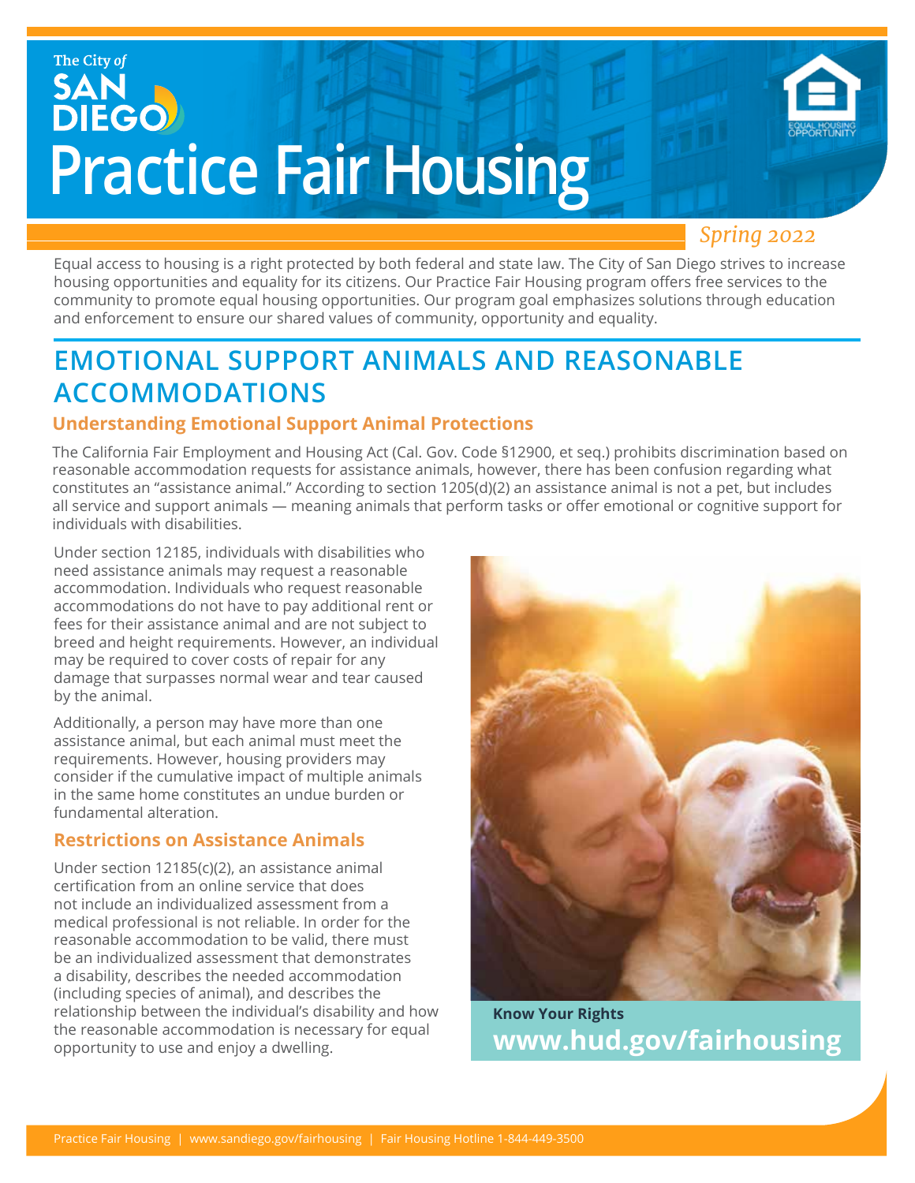The City of SAN DIEGO

# Practice Fair Housing

*Spring 2022*

Equal access to housing is a right protected by both federal and state law. The City of San Diego strives to increase housing opportunities and equality for its citizens. Our Practice Fair Housing program offers free services to the community to promote equal housing opportunities. Our program goal emphasizes solutions through education and enforcement to ensure our shared values of community, opportunity and equality.

## EMOTIONAL SUPPORT ANIMALS AND REASONABLE ACCOMMODATIONS

### Understanding Emotional Support Animal Protections

The California Fair Employment and Housing Act (Cal. Gov. Code §12900, et seq.) prohibits discrimination based on reasonable accommodation requests for assistance animals, however, there has been confusion regarding what constitutes an "assistance animal." According to section 1205(d)(2) an assistance animal is not a pet, but includes all service and support animals — meaning animals that perform tasks or offer emotional or cognitive support for individuals with disabilities.

Under section 12185, individuals with disabilities who need assistance animals may request a reasonable accommodation. Individuals who request reasonable accommodations do not have to pay additional rent or fees for their assistance animal and are not subject to breed and height requirements. However, an individual may be required to cover costs of repair for any damage that surpasses normal wear and tear caused by the animal.

Additionally, a person may have more than one assistance animal, but each animal must meet the requirements. However, housing providers may consider if the cumulative impact of multiple animals in the same home constitutes an undue burden or fundamental alteration.

### Restrictions on Assistance Animals

Under section 12185(c)(2), an assistance animal certification from an online service that does not include an individualized assessment from a medical professional is not reliable. In order for the reasonable accommodation to be valid, there must be an individualized assessment that demonstrates a disability, describes the needed accommodation (including species of animal), and describes the relationship between the individual's disability and how the reasonable accommodation is necessary for equal opportunity to use and enjoy a dwelling.

**Know Your Rights**
**www.hud.gov/fairhousing**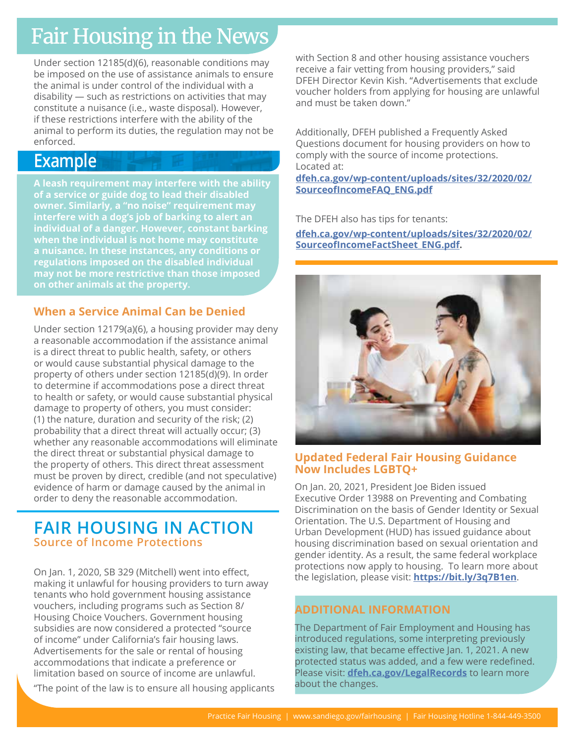# Fair Housing in the News

Under section 12185(d)(6), reasonable conditions may be imposed on the use of assistance animals to ensure the animal is under control of the individual with a disability — such as restrictions on activities that may constitute a nuisance (i.e., waste disposal). However, if these restrictions interfere with the ability of the animal to perform its duties, the regulation may not be enforced.

## Example

**A leash requirement may interfere with the ability of a service or guide dog to lead their disabled owner. Similarly, a "no noise" requirement may interfere with a dog's job of barking to alert an individual of a danger. However, constant barking when the individual is not home may constitute a nuisance. In these instances, any conditions or regulations imposed on the disabled individual may not be more restrictive than those imposed on other animals at the property.**

### When a Service Animal Can be Denied

Under section 12179(a)(6), a housing provider may deny a reasonable accommodation if the assistance animal is a direct threat to public health, safety, or others or would cause substantial physical damage to the property of others under section 12185(d)(9). In order to determine if accommodations pose a direct threat to health or safety, or would cause substantial physical damage to property of others, you must consider: (1) the nature, duration and security of the risk; (2) probability that a direct threat will actually occur; (3) whether any reasonable accommodations will eliminate the direct threat or substantial physical damage to the property of others. This direct threat assessment must be proven by direct, credible (and not speculative) evidence of harm or damage caused by the animal in order to deny the reasonable accommodation.

## FAIR HOUSING IN ACTION

### Source of Income Protections

On Jan. 1, 2020, SB 329 (Mitchell) went into effect, making it unlawful for housing providers to turn away tenants who hold government housing assistance vouchers, including programs such as Section 8/ Housing Choice Vouchers. Government housing subsidies are now considered a protected "source of income" under California's fair housing laws. Advertisements for the sale or rental of housing accommodations that indicate a preference or limitation based on source of income are unlawful.

"The point of the law is to ensure all housing applicants with Section 8 and other housing assistance vouchers receive a fair vetting from housing providers," said DFEH Director Kevin Kish. "Advertisements that exclude voucher holders from applying for housing are unlawful and must be taken down."

Additionally, DFEH published a Frequently Asked Questions document for housing providers on how to comply with the source of income protections. Located at:
**dfeh.ca.gov/wp-content/uploads/sites/32/2020/02/SourceofIncomeFAQ_ENG.pdf**

The DFEH also has tips for tenants:

**dfeh.ca.gov/wp-content/uploads/sites/32/2020/02/SourceofIncomeFactSheet_ENG.pdf.**

### Updated Federal Fair Housing Guidance Now Includes LGBTQ+

On Jan. 20, 2021, President Joe Biden issued Executive Order 13988 on Preventing and Combating Discrimination on the basis of Gender Identity or Sexual Orientation. The U.S. Department of Housing and Urban Development (HUD) has issued guidance about housing discrimination based on sexual orientation and gender identity. As a result, the same federal workplace protections now apply to housing. To learn more about the legislation, please visit: **https://bit.ly/3q7B1en**.

### ADDITIONAL INFORMATION

The Department of Fair Employment and Housing has introduced regulations, some interpreting previously existing law, that became effective Jan. 1, 2021. A new protected status was added, and a few were redefined. Please visit: **dfeh.ca.gov/LegalRecords** to learn more about the changes.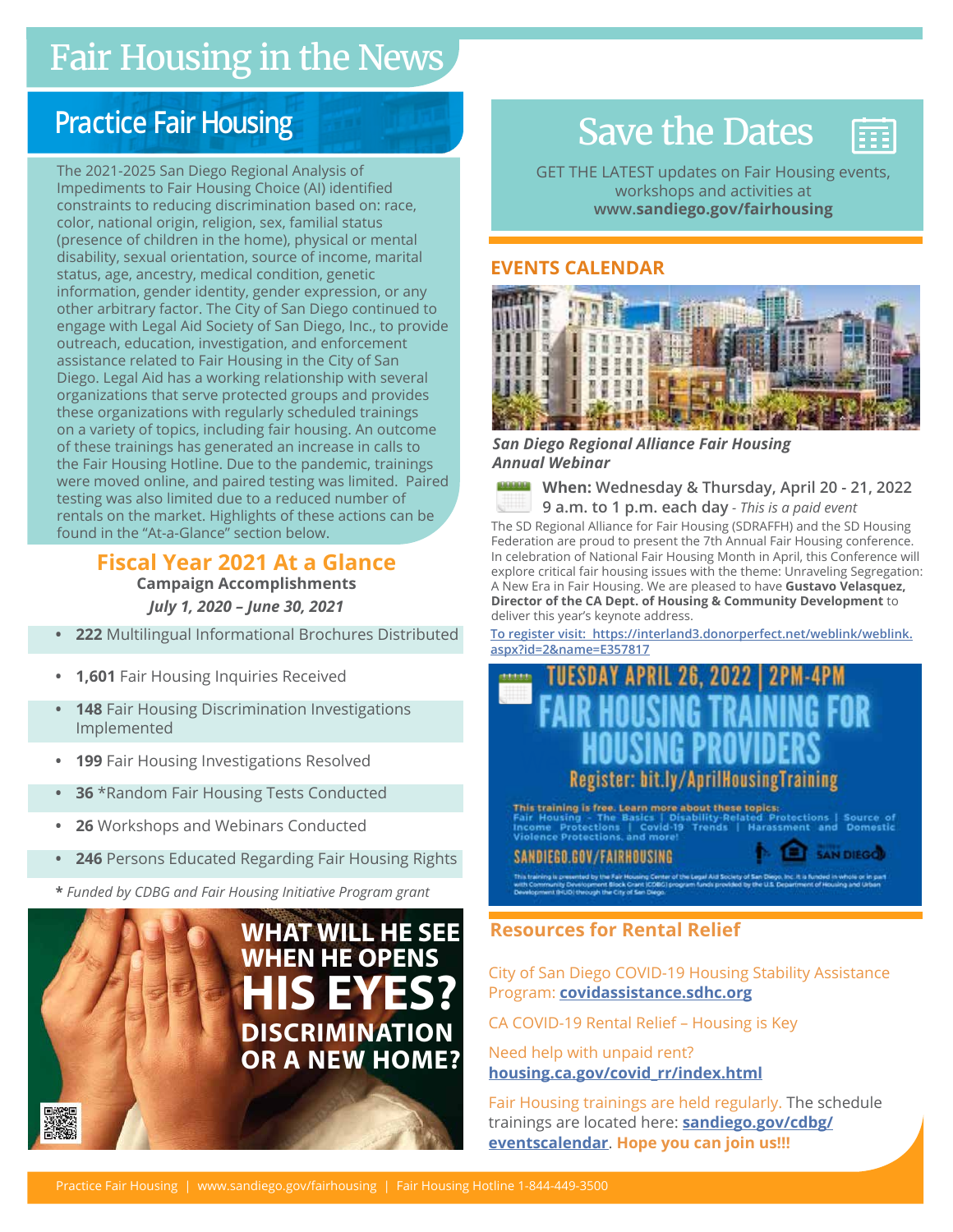# Fair Housing in the News

## Practice Fair Housing

The 2021-2025 San Diego Regional Analysis of Impediments to Fair Housing Choice (AI) identified constraints to reducing discrimination based on: race, color, national origin, religion, sex, familial status (presence of children in the home), physical or mental disability, sexual orientation, source of income, marital status, age, ancestry, medical condition, genetic information, gender identity, gender expression, or any other arbitrary factor. The City of San Diego continued to engage with Legal Aid Society of San Diego, Inc., to provide outreach, education, investigation, and enforcement assistance related to Fair Housing in the City of San Diego. Legal Aid has a working relationship with several organizations that serve protected groups and provides these organizations with regularly scheduled trainings on a variety of topics, including fair housing. An outcome of these trainings has generated an increase in calls to the Fair Housing Hotline. Due to the pandemic, trainings were moved online, and paired testing was limited. Paired testing was also limited due to a reduced number of rentals on the market. Highlights of these actions can be found in the "At-a-Glance" section below.

### Fiscal Year 2021 At a Glance

**Campaign Accomplishments**

***July 1, 2020 – June 30, 2021***

- **222** Multilingual Informational Brochures Distributed
- **1,601** Fair Housing Inquiries Received
- **148** Fair Housing Discrimination Investigations Implemented
- **199** Fair Housing Investigations Resolved
- **36** *Random Fair Housing Tests Conducted
- **26** Workshops and Webinars Conducted
- **246** Persons Educated Regarding Fair Housing Rights

*** Funded by CDBG and Fair Housing Initiative Program grant***

WHAT WILL HE SEE WHEN HE OPENS HIS EYES? DISCRIMINATION OR A NEW HOME?

## Save the Dates

GET THE LATEST updates on Fair Housing events, workshops and activities at **www.sandiego.gov/fairhousing**

### EVENTS CALENDAR

***San Diego Regional Alliance Fair Housing Annual Webinar***

**When:** Wednesday & Thursday, April 20 - 21, 2022
9 a.m. to 1 p.m. each day - *This is a paid event*

The SD Regional Alliance for Fair Housing (SDRAFFH) and the SD Housing Federation are proud to present the 7th Annual Fair Housing conference. In celebration of National Fair Housing Month in April, this Conference will explore critical fair housing issues with the theme: Unraveling Segregation: A New Era in Fair Housing. We are pleased to have **Gustavo Velasquez, Director of the CA Dept. of Housing & Community Development** to deliver this year's keynote address.

To register visit: https://interland3.donorperfect.net/weblink/weblink.aspx?id=2&name=E357817

**TUESDAY APRIL 26, 2022 | 2PM-4PM**

**FAIR HOUSING TRAINING FOR HOUSING PROVIDERS**

Register: bit.ly/AprilHousingTraining

This training is free. Learn more about these topics: Fair Housing - The Basics | Disability-Related Protections | Source of Income Protections | Covid-19 Trends | Harassment and Domestic Violence Protections, and more!

SANDIEGO.GOV/FAIRHOUSING

This training is presented by the Fair Housing Center of the Legal Aid Society of San Diego, Inc. It is funded in whole or in part with Community Development Block Grant (CDBG) program funds provided by the U.S. Department of Housing and Urban Development (HUD) through the City of San Diego.

### Resources for Rental Relief

City of San Diego COVID-19 Housing Stability Assistance Program: **covidassistance.sdhc.org**

CA COVID-19 Rental Relief – Housing is Key

Need help with unpaid rent? **housing.ca.gov/covid_rr/index.html**

Fair Housing trainings are held regularly. The schedule trainings are located here: **sandiego.gov/cdbg/eventscalendar**. **Hope you can join us!!!**

Practice Fair Housing | www.sandiego.gov/fairhousing | Fair Housing Hotline 1-844-449-3500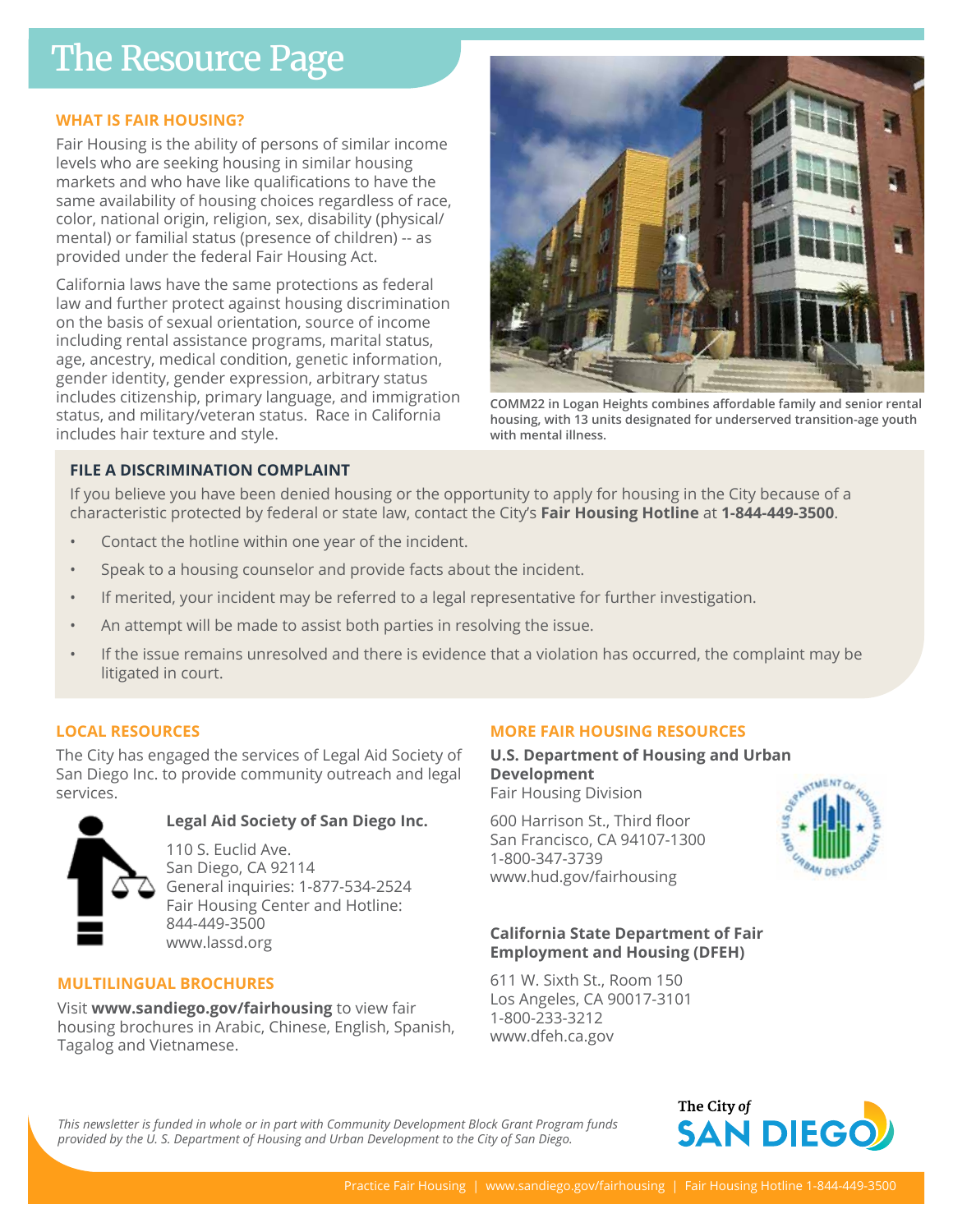# The Resource Page

### WHAT IS FAIR HOUSING?

Fair Housing is the ability of persons of similar income levels who are seeking housing in similar housing markets and who have like qualifications to have the same availability of housing choices regardless of race, color, national origin, religion, sex, disability (physical/ mental) or familial status (presence of children) -- as provided under the federal Fair Housing Act.

California laws have the same protections as federal law and further protect against housing discrimination on the basis of sexual orientation, source of income including rental assistance programs, marital status, age, ancestry, medical condition, genetic information, gender identity, gender expression, arbitrary status includes citizenship, primary language, and immigration status, and military/veteran status. Race in California includes hair texture and style.

COMM22 in Logan Heights combines affordable family and senior rental housing, with 13 units designated for underserved transition-age youth with mental illness.

### FILE A DISCRIMINATION COMPLAINT

If you believe you have been denied housing or the opportunity to apply for housing in the City because of a characteristic protected by federal or state law, contact the City's **Fair Housing Hotline** at **1-844-449-3500**.

- Contact the hotline within one year of the incident.
- Speak to a housing counselor and provide facts about the incident.
- If merited, your incident may be referred to a legal representative for further investigation.
- An attempt will be made to assist both parties in resolving the issue.
- If the issue remains unresolved and there is evidence that a violation has occurred, the complaint may be litigated in court.

### LOCAL RESOURCES

The City has engaged the services of Legal Aid Society of San Diego Inc. to provide community outreach and legal services.

**Legal Aid Society of San Diego Inc.**

110 S. Euclid Ave.
San Diego, CA 92114
General inquiries: 1-877-534-2524
Fair Housing Center and Hotline:
844-449-3500
www.lassd.org

### MULTILINGUAL BROCHURES

Visit **www.sandiego.gov/fairhousing** to view fair housing brochures in Arabic, Chinese, English, Spanish, Tagalog and Vietnamese.

### MORE FAIR HOUSING RESOURCES

**U.S. Department of Housing and Urban Development**
Fair Housing Division

600 Harrison St., Third floor
San Francisco, CA 94107-1300
1-800-347-3739
www.hud.gov/fairhousing

**California State Department of Fair Employment and Housing (DFEH)**

611 W. Sixth St., Room 150
Los Angeles, CA 90017-3101
1-800-233-3212
www.dfeh.ca.gov

*This newsletter is funded in whole or in part with Community Development Block Grant Program funds provided by the U. S. Department of Housing and Urban Development to the City of San Diego.*

The City of SAN DIEGO

Practice Fair Housing | www.sandiego.gov/fairhousing | Fair Housing Hotline 1-844-449-3500